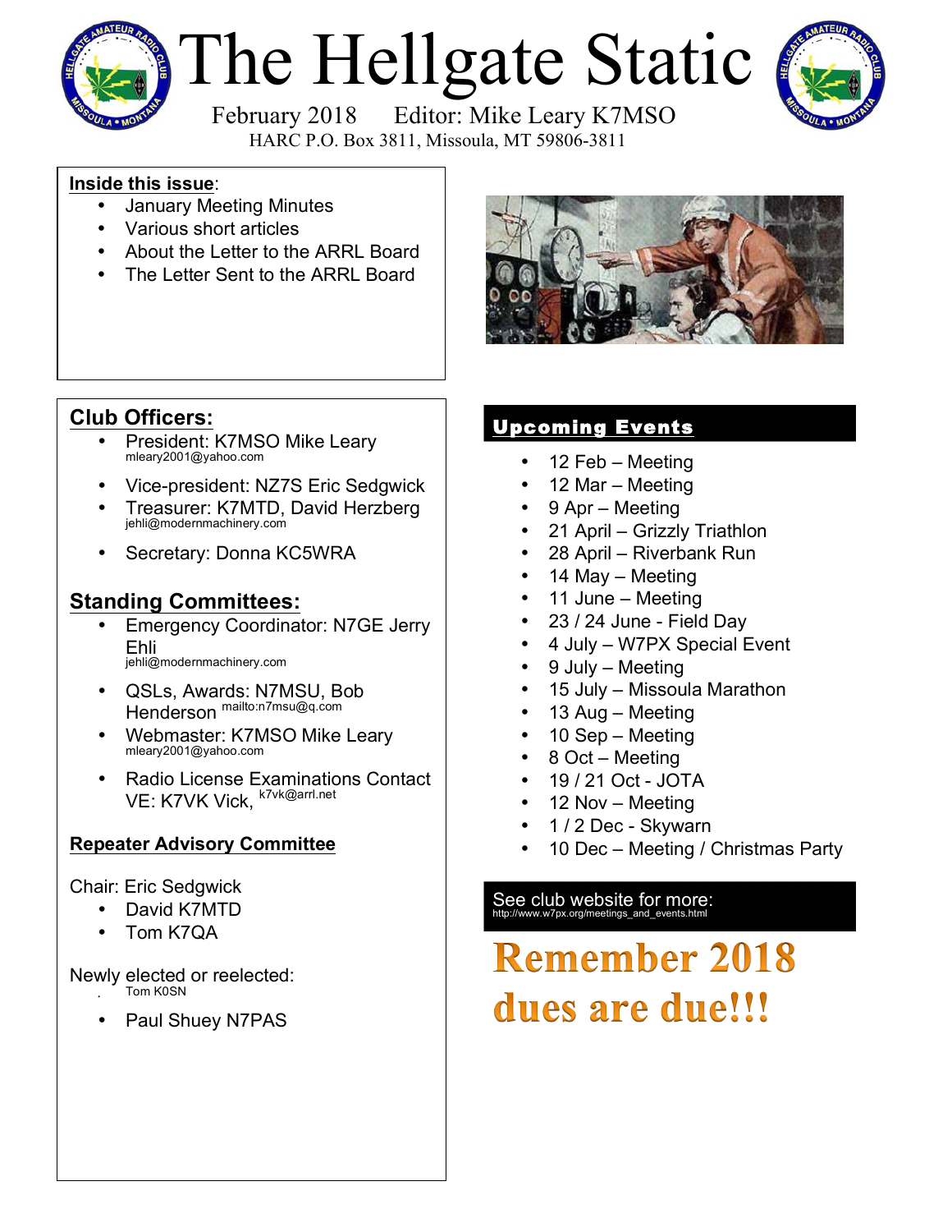# The Hellgate Static

February 2018 Editor: Mike Leary K7MSO

HARC P.O. Box 3811, Missoula, MT 59806-3811

**Inside this issue**:

- January Meeting Minutes
- Various short articles
- About the Letter to the ARRL Board
- The Letter Sent to the ARRL Board

## Club Officers:

- President: K7MSO Mike Leary
  mleary2001@yahoo.com
- Vice-president: NZ7S Eric Sedgwick
- Treasurer: K7MTD, David Herzberg
  jehli@modernmachinery.com
- Secretary: Donna KC5WRA

## Standing Committees:

- Emergency Coordinator: N7GE Jerry Ehli
  jehli@modernmachinery.com
- QSLs, Awards: N7MSU, Bob Henderson mailto:n7msu@q.com
- Webmaster: K7MSO Mike Leary
  mleary2001@yahoo.com
- Radio License Examinations Contact VE: K7VK Vick, k7vk@arrl.net

### Repeater Advisory Committee

Chair: Eric Sedgwick

- David K7MTD
- Tom K7QA

Newly elected or reelected:

- Tom K0SN
- Paul Shuey N7PAS

## Upcoming Events

- 12 Feb – Meeting
- 12 Mar – Meeting
- 9 Apr – Meeting
- 21 April – Grizzly Triathlon
- 28 April – Riverbank Run
- 14 May – Meeting
- 11 June – Meeting
- 23 / 24 June - Field Day
- 4 July – W7PX Special Event
- 9 July – Meeting
- 15 July – Missoula Marathon
- 13 Aug – Meeting
- 10 Sep – Meeting
- 8 Oct – Meeting
- 19 / 21 Oct - JOTA
- 12 Nov – Meeting
- 1 / 2 Dec - Skywarn
- 10 Dec – Meeting / Christmas Party

See club website for more:
http://www.w7px.org/meetings_and_events.html

**Remember 2018 dues are due!!!**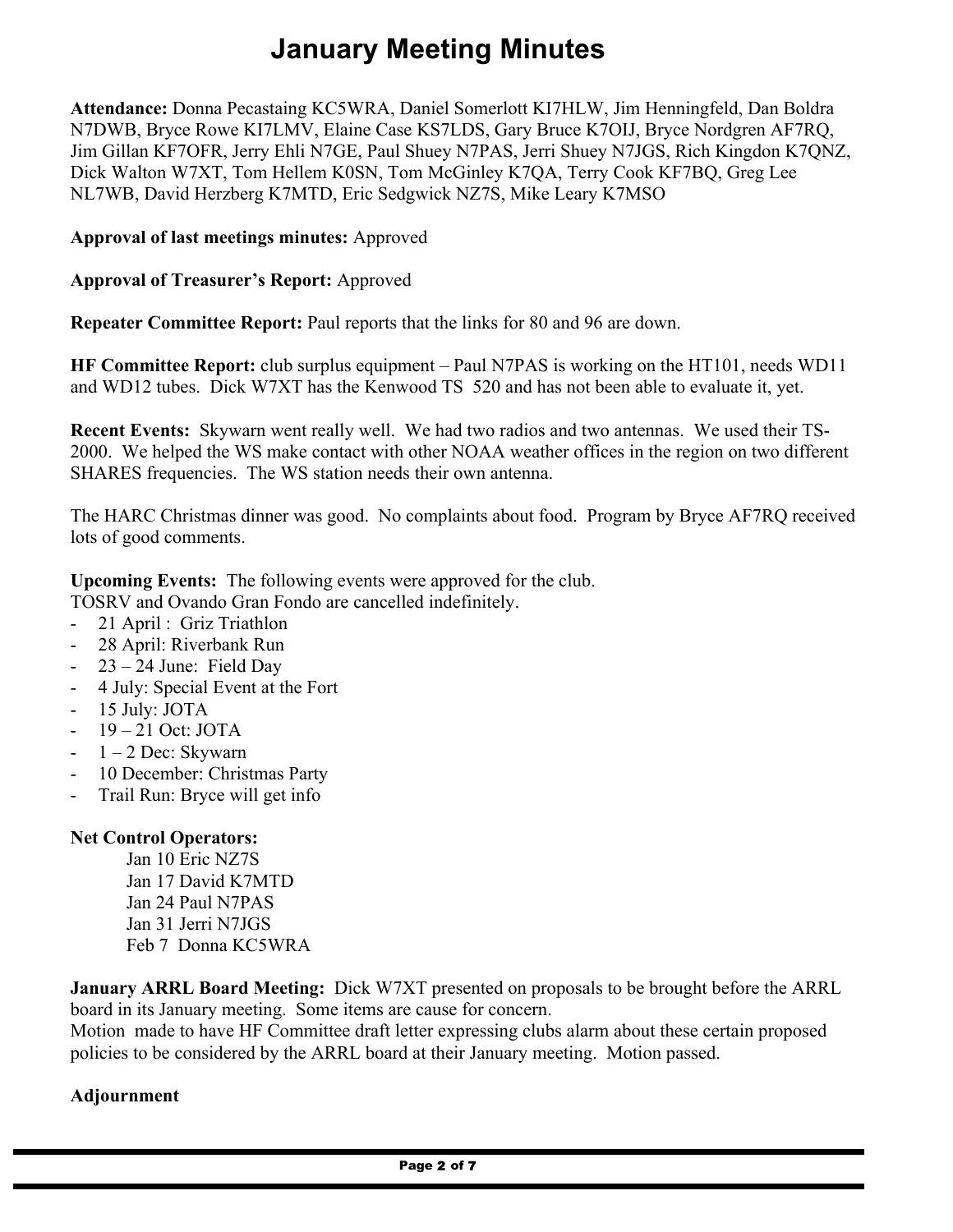# January Meeting Minutes

**Attendance:** Donna Pecastaing KC5WRA, Daniel Somerlott KI7HLW, Jim Henningfeld, Dan Boldra N7DWB, Bryce Rowe KI7LMV, Elaine Case KS7LDS, Gary Bruce K7OIJ, Bryce Nordgren AF7RQ, Jim Gillan KF7OFR, Jerry Ehli N7GE, Paul Shuey N7PAS, Jerri Shuey N7JGS, Rich Kingdon K7QNZ, Dick Walton W7XT, Tom Hellem K0SN, Tom McGinley K7QA, Terry Cook KF7BQ, Greg Lee NL7WB, David Herzberg K7MTD, Eric Sedgwick NZ7S, Mike Leary K7MSO

**Approval of last meetings minutes:** Approved

**Approval of Treasurer's Report:** Approved

**Repeater Committee Report:** Paul reports that the links for 80 and 96 are down.

**HF Committee Report:** club surplus equipment – Paul N7PAS is working on the HT101, needs WD11 and WD12 tubes. Dick W7XT has the Kenwood TS 520 and has not been able to evaluate it, yet.

**Recent Events:** Skywarn went really well. We had two radios and two antennas. We used their TS-2000. We helped the WS make contact with other NOAA weather offices in the region on two different SHARES frequencies. The WS station needs their own antenna.

The HARC Christmas dinner was good. No complaints about food. Program by Bryce AF7RQ received lots of good comments.

**Upcoming Events:** The following events were approved for the club.
TOSRV and Ovando Gran Fondo are cancelled indefinitely.

- 21 April : Griz Triathlon
- 28 April: Riverbank Run
- 23 – 24 June: Field Day
- 4 July: Special Event at the Fort
- 15 July: JOTA
- 19 – 21 Oct: JOTA
- 1 – 2 Dec: Skywarn
- 10 December: Christmas Party
- Trail Run: Bryce will get info

**Net Control Operators:**

Jan 10 Eric NZ7S
Jan 17 David K7MTD
Jan 24 Paul N7PAS
Jan 31 Jerri N7JGS
Feb 7 Donna KC5WRA

**January ARRL Board Meeting:** Dick W7XT presented on proposals to be brought before the ARRL board in its January meeting. Some items are cause for concern.
Motion made to have HF Committee draft letter expressing clubs alarm about these certain proposed policies to be considered by the ARRL board at their January meeting. Motion passed.

**Adjournment**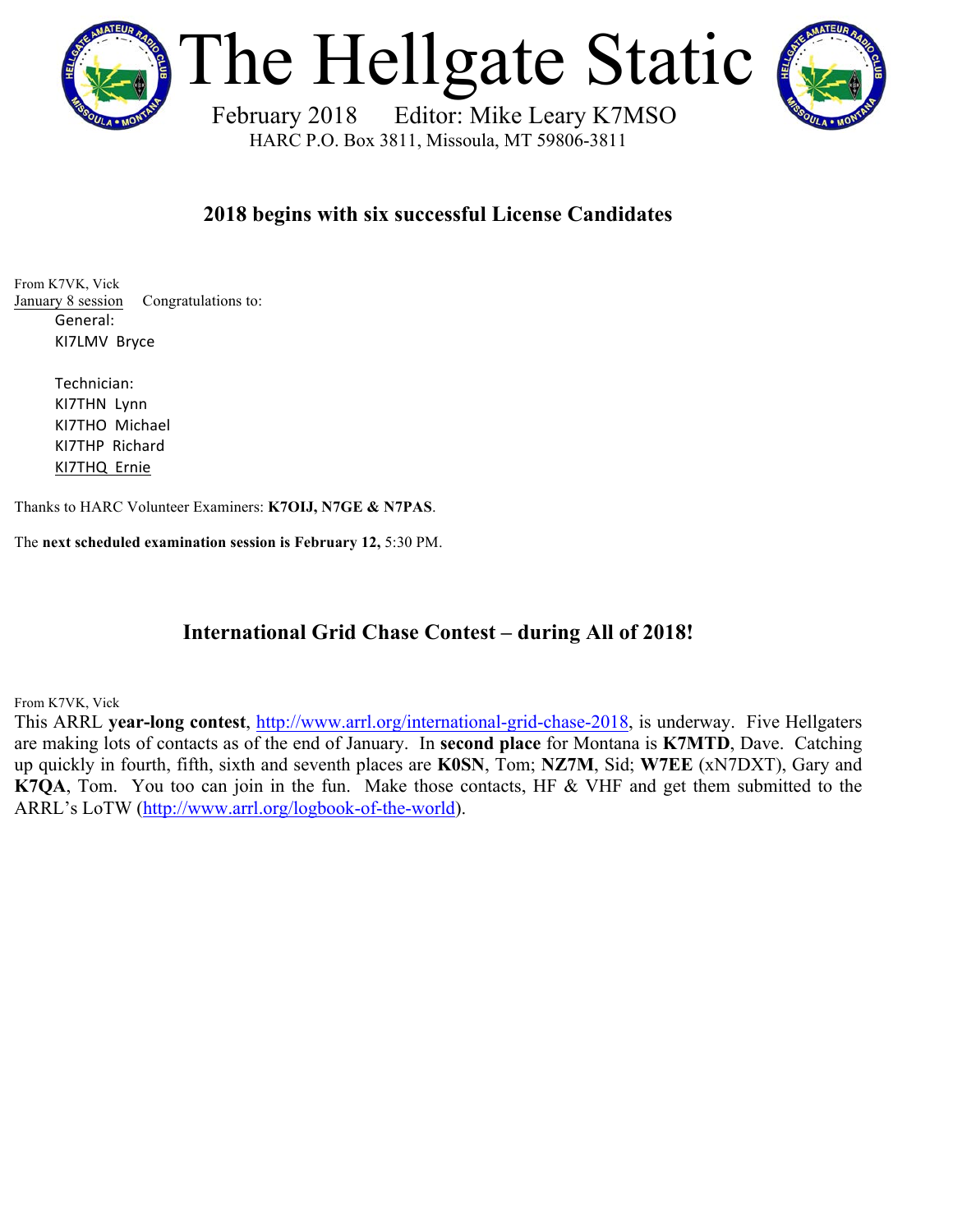# The Hellgate Static

February 2018 Editor: Mike Leary K7MSO

HARC P.O. Box 3811, Missoula, MT 59806-3811

## 2018 begins with six successful License Candidates

From K7VK, Vick

January 8 session Congratulations to:

General:
KI7LMV Bryce

Technician:
KI7THN Lynn
KI7THO Michael
KI7THP Richard
KI7THQ Ernie

Thanks to HARC Volunteer Examiners: **K7OIJ, N7GE & N7PAS**.

The **next scheduled examination session is February 12,** 5:30 PM.

## International Grid Chase Contest – during All of 2018!

From K7VK, Vick

This ARRL **year-long contest**, http://www.arrl.org/international-grid-chase-2018, is underway. Five Hellgaters are making lots of contacts as of the end of January. In **second place** for Montana is **K7MTD**, Dave. Catching up quickly in fourth, fifth, sixth and seventh places are **K0SN**, Tom; **NZ7M**, Sid; **W7EE** (xN7DXT), Gary and **K7QA**, Tom. You too can join in the fun. Make those contacts, HF & VHF and get them submitted to the ARRL's LoTW (http://www.arrl.org/logbook-of-the-world).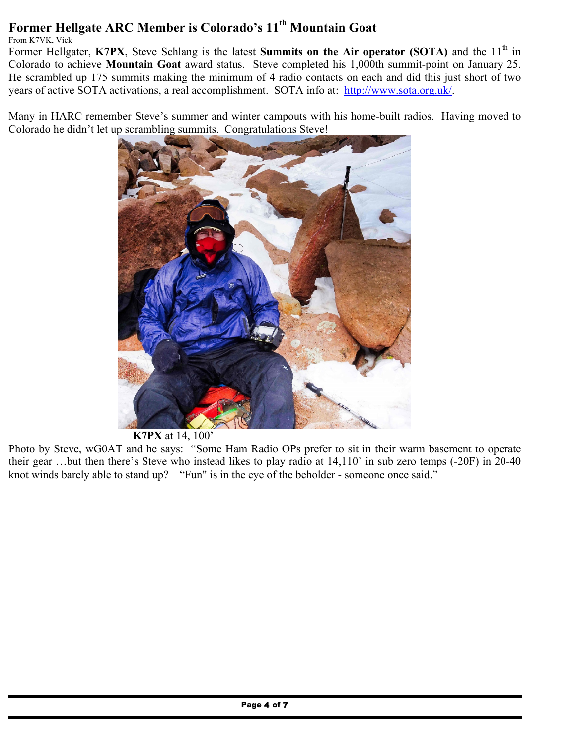# Former Hellgate ARC Member is Colorado's 11th Mountain Goat

From K7VK, Vick

Former Hellgater, **K7PX**, Steve Schlang is the latest **Summits on the Air operator (SOTA)** and the 11th in Colorado to achieve **Mountain Goat** award status. Steve completed his 1,000th summit-point on January 25. He scrambled up 175 summits making the minimum of 4 radio contacts on each and did this just short of two years of active SOTA activations, a real accomplishment. SOTA info at: http://www.sota.org.uk/.

Many in HARC remember Steve's summer and winter campouts with his home-built radios. Having moved to Colorado he didn't let up scrambling summits. Congratulations Steve!

**K7PX** at 14, 100'

Photo by Steve, wG0AT and he says: "Some Ham Radio OPs prefer to sit in their warm basement to operate their gear …but then there's Steve who instead likes to play radio at 14,110' in sub zero temps (-20F) in 20-40 knot winds barely able to stand up? "Fun" is in the eye of the beholder - someone once said."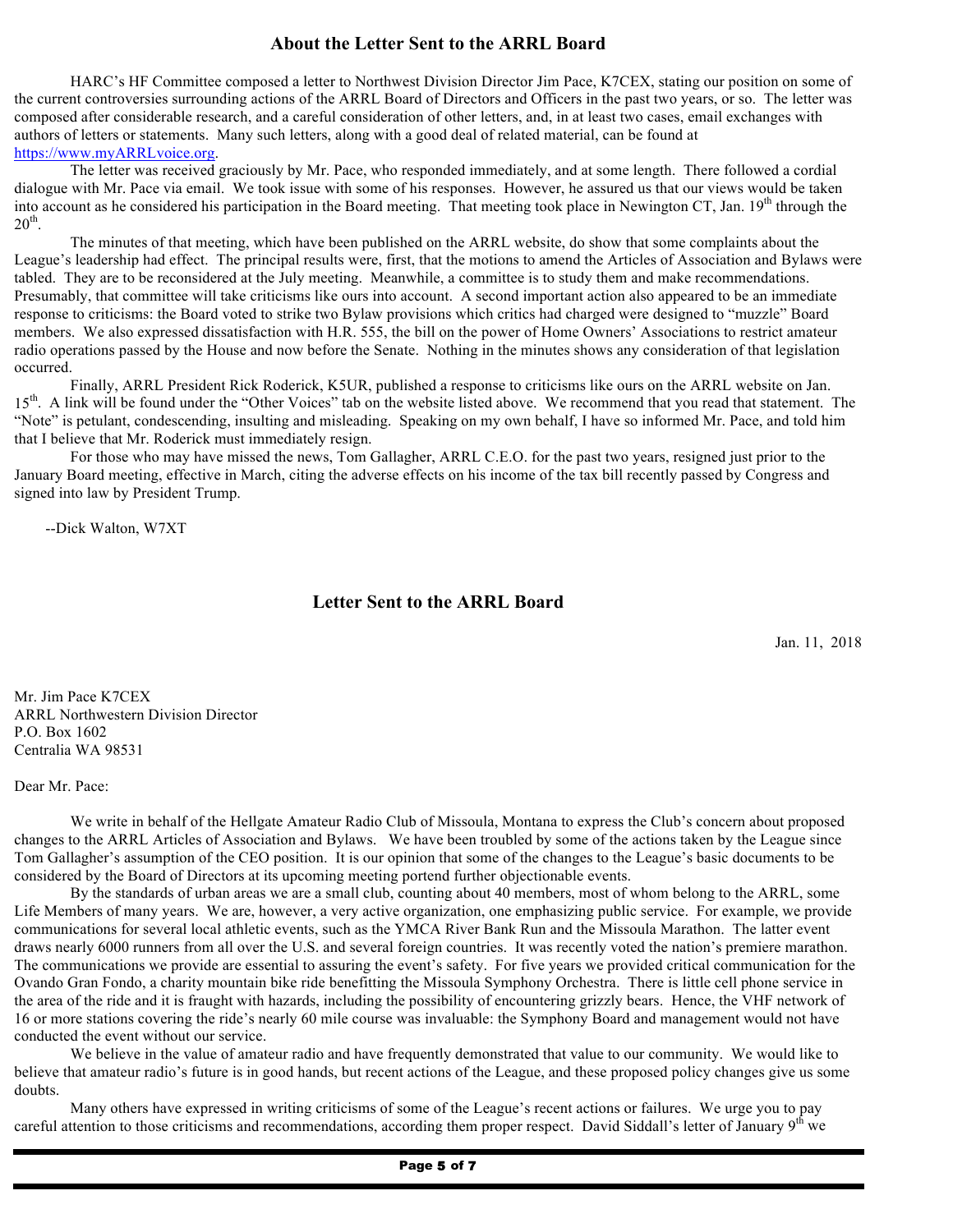## About the Letter Sent to the ARRL Board

HARC's HF Committee composed a letter to Northwest Division Director Jim Pace, K7CEX, stating our position on some of the current controversies surrounding actions of the ARRL Board of Directors and Officers in the past two years, or so. The letter was composed after considerable research, and a careful consideration of other letters, and, in at least two cases, email exchanges with authors of letters or statements. Many such letters, along with a good deal of related material, can be found at https://www.myARRLvoice.org.

The letter was received graciously by Mr. Pace, who responded immediately, and at some length. There followed a cordial dialogue with Mr. Pace via email. We took issue with some of his responses. However, he assured us that our views would be taken into account as he considered his participation in the Board meeting. That meeting took place in Newington CT, Jan. 19th through the 20th.

The minutes of that meeting, which have been published on the ARRL website, do show that some complaints about the League's leadership had effect. The principal results were, first, that the motions to amend the Articles of Association and Bylaws were tabled. They are to be reconsidered at the July meeting. Meanwhile, a committee is to study them and make recommendations. Presumably, that committee will take criticisms like ours into account. A second important action also appeared to be an immediate response to criticisms: the Board voted to strike two Bylaw provisions which critics had charged were designed to "muzzle" Board members. We also expressed dissatisfaction with H.R. 555, the bill on the power of Home Owners' Associations to restrict amateur radio operations passed by the House and now before the Senate. Nothing in the minutes shows any consideration of that legislation occurred.

Finally, ARRL President Rick Roderick, K5UR, published a response to criticisms like ours on the ARRL website on Jan. 15th. A link will be found under the "Other Voices" tab on the website listed above. We recommend that you read that statement. The "Note" is petulant, condescending, insulting and misleading. Speaking on my own behalf, I have so informed Mr. Pace, and told him that I believe that Mr. Roderick must immediately resign.

For those who may have missed the news, Tom Gallagher, ARRL C.E.O. for the past two years, resigned just prior to the January Board meeting, effective in March, citing the adverse effects on his income of the tax bill recently passed by Congress and signed into law by President Trump.

--Dick Walton, W7XT

## Letter Sent to the ARRL Board

Jan. 11, 2018

Mr. Jim Pace K7CEX
ARRL Northwestern Division Director
P.O. Box 1602
Centralia WA 98531

Dear Mr. Pace:

We write in behalf of the Hellgate Amateur Radio Club of Missoula, Montana to express the Club's concern about proposed changes to the ARRL Articles of Association and Bylaws. We have been troubled by some of the actions taken by the League since Tom Gallagher's assumption of the CEO position. It is our opinion that some of the changes to the League's basic documents to be considered by the Board of Directors at its upcoming meeting portend further objectionable events.

By the standards of urban areas we are a small club, counting about 40 members, most of whom belong to the ARRL, some Life Members of many years. We are, however, a very active organization, one emphasizing public service. For example, we provide communications for several local athletic events, such as the YMCA River Bank Run and the Missoula Marathon. The latter event draws nearly 6000 runners from all over the U.S. and several foreign countries. It was recently voted the nation's premiere marathon. The communications we provide are essential to assuring the event's safety. For five years we provided critical communication for the Ovando Gran Fondo, a charity mountain bike ride benefitting the Missoula Symphony Orchestra. There is little cell phone service in the area of the ride and it is fraught with hazards, including the possibility of encountering grizzly bears. Hence, the VHF network of 16 or more stations covering the ride's nearly 60 mile course was invaluable: the Symphony Board and management would not have conducted the event without our service.

We believe in the value of amateur radio and have frequently demonstrated that value to our community. We would like to believe that amateur radio's future is in good hands, but recent actions of the League, and these proposed policy changes give us some doubts.

Many others have expressed in writing criticisms of some of the League's recent actions or failures. We urge you to pay careful attention to those criticisms and recommendations, according them proper respect. David Siddall's letter of January 9th we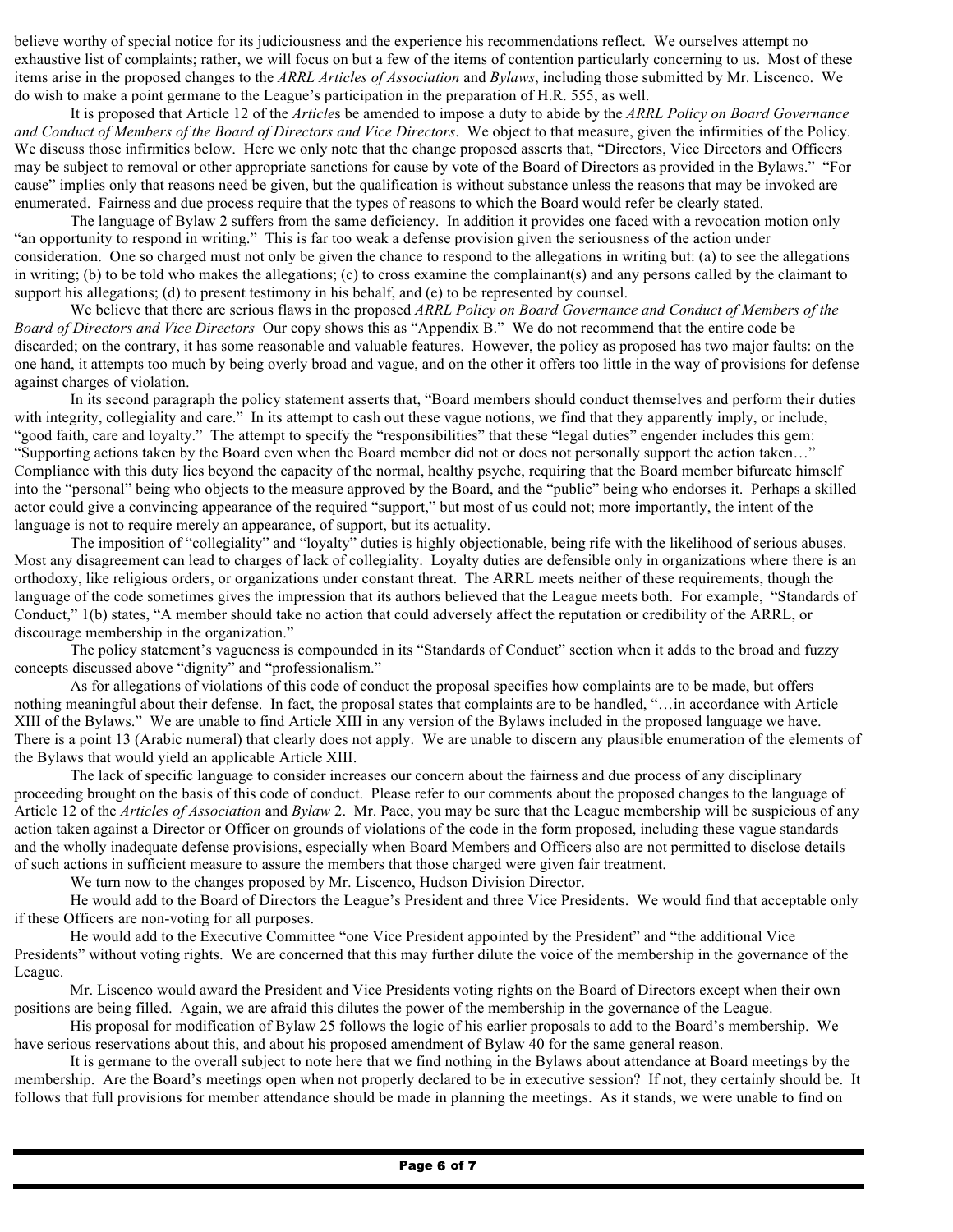believe worthy of special notice for its judiciousness and the experience his recommendations reflect. We ourselves attempt no exhaustive list of complaints; rather, we will focus on but a few of the items of contention particularly concerning to us. Most of these items arise in the proposed changes to the *ARRL Articles of Association* and *Bylaws*, including those submitted by Mr. Liscenco. We do wish to make a point germane to the League's participation in the preparation of H.R. 555, as well.

It is proposed that Article 12 of the *Article*s be amended to impose a duty to abide by the *ARRL Policy on Board Governance and Conduct of Members of the Board of Directors and Vice Directors*. We object to that measure, given the infirmities of the Policy. We discuss those infirmities below. Here we only note that the change proposed asserts that, "Directors, Vice Directors and Officers may be subject to removal or other appropriate sanctions for cause by vote of the Board of Directors as provided in the Bylaws." "For cause" implies only that reasons need be given, but the qualification is without substance unless the reasons that may be invoked are enumerated. Fairness and due process require that the types of reasons to which the Board would refer be clearly stated.

The language of Bylaw 2 suffers from the same deficiency. In addition it provides one faced with a revocation motion only "an opportunity to respond in writing." This is far too weak a defense provision given the seriousness of the action under consideration. One so charged must not only be given the chance to respond to the allegations in writing but: (a) to see the allegations in writing; (b) to be told who makes the allegations; (c) to cross examine the complainant(s) and any persons called by the claimant to support his allegations; (d) to present testimony in his behalf, and (e) to be represented by counsel.

We believe that there are serious flaws in the proposed *ARRL Policy on Board Governance and Conduct of Members of the Board of Directors and Vice Directors* Our copy shows this as "Appendix B." We do not recommend that the entire code be discarded; on the contrary, it has some reasonable and valuable features. However, the policy as proposed has two major faults: on the one hand, it attempts too much by being overly broad and vague, and on the other it offers too little in the way of provisions for defense against charges of violation.

In its second paragraph the policy statement asserts that, "Board members should conduct themselves and perform their duties with integrity, collegiality and care." In its attempt to cash out these vague notions, we find that they apparently imply, or include, "good faith, care and loyalty." The attempt to specify the "responsibilities" that these "legal duties" engender includes this gem: "Supporting actions taken by the Board even when the Board member did not or does not personally support the action taken…" Compliance with this duty lies beyond the capacity of the normal, healthy psyche, requiring that the Board member bifurcate himself into the "personal" being who objects to the measure approved by the Board, and the "public" being who endorses it. Perhaps a skilled actor could give a convincing appearance of the required "support," but most of us could not; more importantly, the intent of the language is not to require merely an appearance, of support, but its actuality.

The imposition of "collegiality" and "loyalty" duties is highly objectionable, being rife with the likelihood of serious abuses. Most any disagreement can lead to charges of lack of collegiality. Loyalty duties are defensible only in organizations where there is an orthodoxy, like religious orders, or organizations under constant threat. The ARRL meets neither of these requirements, though the language of the code sometimes gives the impression that its authors believed that the League meets both. For example, "Standards of Conduct," 1(b) states, "A member should take no action that could adversely affect the reputation or credibility of the ARRL, or discourage membership in the organization."

The policy statement's vagueness is compounded in its "Standards of Conduct" section when it adds to the broad and fuzzy concepts discussed above "dignity" and "professionalism."

As for allegations of violations of this code of conduct the proposal specifies how complaints are to be made, but offers nothing meaningful about their defense. In fact, the proposal states that complaints are to be handled, "…in accordance with Article XIII of the Bylaws." We are unable to find Article XIII in any version of the Bylaws included in the proposed language we have. There is a point 13 (Arabic numeral) that clearly does not apply. We are unable to discern any plausible enumeration of the elements of the Bylaws that would yield an applicable Article XIII.

The lack of specific language to consider increases our concern about the fairness and due process of any disciplinary proceeding brought on the basis of this code of conduct. Please refer to our comments about the proposed changes to the language of Article 12 of the *Articles of Association* and *Bylaw* 2. Mr. Pace, you may be sure that the League membership will be suspicious of any action taken against a Director or Officer on grounds of violations of the code in the form proposed, including these vague standards and the wholly inadequate defense provisions, especially when Board Members and Officers also are not permitted to disclose details of such actions in sufficient measure to assure the members that those charged were given fair treatment.

We turn now to the changes proposed by Mr. Liscenco, Hudson Division Director.

He would add to the Board of Directors the League's President and three Vice Presidents. We would find that acceptable only if these Officers are non-voting for all purposes.

He would add to the Executive Committee "one Vice President appointed by the President" and "the additional Vice Presidents" without voting rights. We are concerned that this may further dilute the voice of the membership in the governance of the League.

Mr. Liscenco would award the President and Vice Presidents voting rights on the Board of Directors except when their own positions are being filled. Again, we are afraid this dilutes the power of the membership in the governance of the League.

His proposal for modification of Bylaw 25 follows the logic of his earlier proposals to add to the Board's membership. We have serious reservations about this, and about his proposed amendment of Bylaw 40 for the same general reason.

It is germane to the overall subject to note here that we find nothing in the Bylaws about attendance at Board meetings by the membership. Are the Board's meetings open when not properly declared to be in executive session? If not, they certainly should be. It follows that full provisions for member attendance should be made in planning the meetings. As it stands, we were unable to find on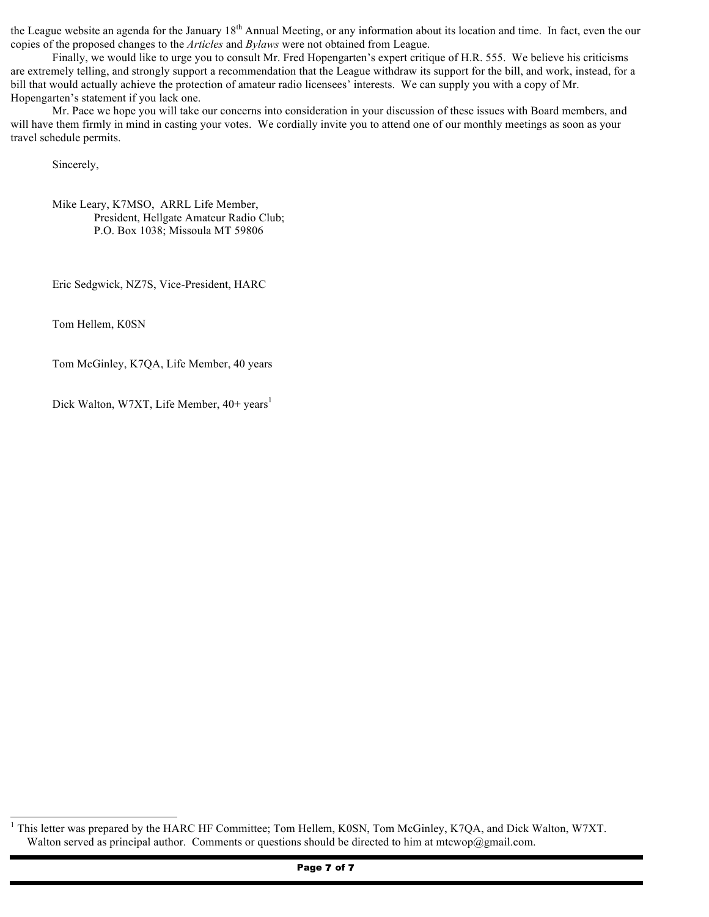the League website an agenda for the January 18th Annual Meeting, or any information about its location and time. In fact, even the our copies of the proposed changes to the *Articles* and *Bylaws* were not obtained from League.

Finally, we would like to urge you to consult Mr. Fred Hopengarten's expert critique of H.R. 555. We believe his criticisms are extremely telling, and strongly support a recommendation that the League withdraw its support for the bill, and work, instead, for a bill that would actually achieve the protection of amateur radio licensees' interests. We can supply you with a copy of Mr. Hopengarten's statement if you lack one.

Mr. Pace we hope you will take our concerns into consideration in your discussion of these issues with Board members, and will have them firmly in mind in casting your votes. We cordially invite you to attend one of our monthly meetings as soon as your travel schedule permits.

Sincerely,

Mike Leary, K7MSO, ARRL Life Member,
President, Hellgate Amateur Radio Club;
P.O. Box 1038; Missoula MT 59806

Eric Sedgwick, NZ7S, Vice-President, HARC

Tom Hellem, K0SN

Tom McGinley, K7QA, Life Member, 40 years

Dick Walton, W7XT, Life Member, 40+ years[1]

---

[1] This letter was prepared by the HARC HF Committee; Tom Hellem, K0SN, Tom McGinley, K7QA, and Dick Walton, W7XT. Walton served as principal author. Comments or questions should be directed to him at mtcwop@gmail.com.